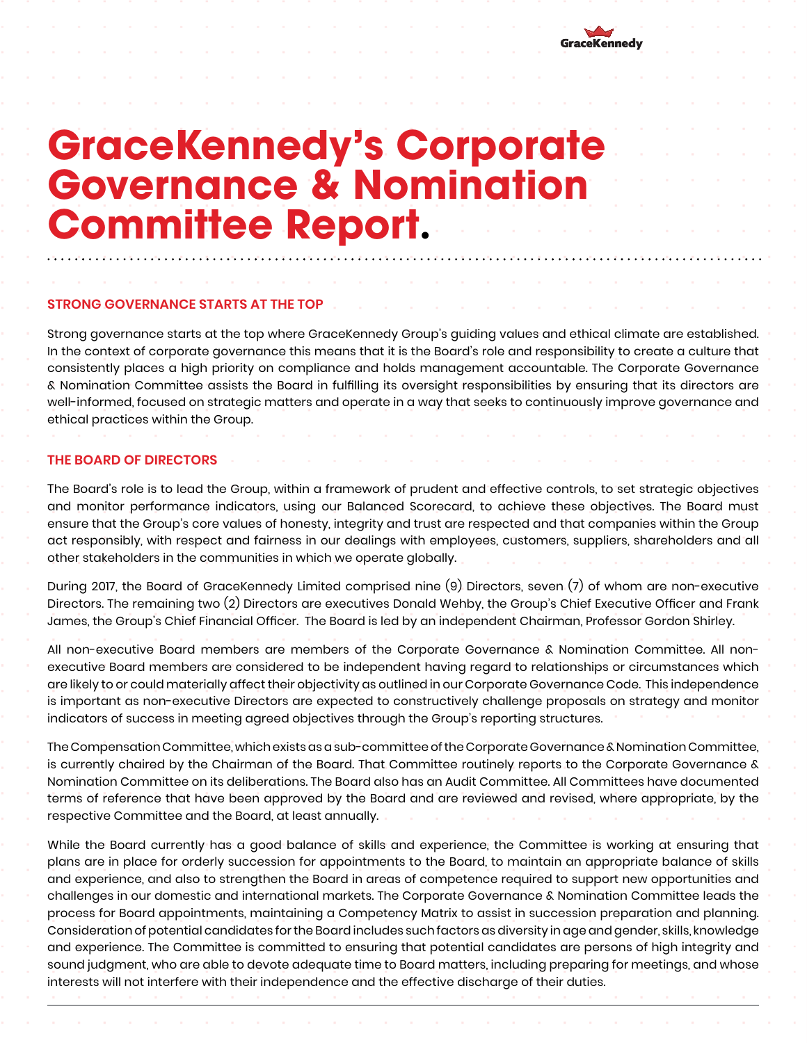# GraceKennedy's Corporate Governance & Nomination Committee Report.

## STRONG GOVERNANCE STARTS AT THE TOP

Strong governance starts at the top where GraceKennedy Group's guiding values and ethical climate are established. In the context of corporate governance this means that it is the Board's role and responsibility to create a culture that consistently places a high priority on compliance and holds management accountable. The Corporate Governance & Nomination Committee assists the Board in fulfilling its oversight responsibilities by ensuring that its directors are well-informed, focused on strategic matters and operate in a way that seeks to continuously improve governance and ethical practices within the Group.

## THE BOARD OF DIRECTORS

The Board's role is to lead the Group, within a framework of prudent and effective controls, to set strategic objectives and monitor performance indicators, using our Balanced Scorecard, to achieve these objectives. The Board must ensure that the Group's core values of honesty, integrity and trust are respected and that companies within the Group act responsibly, with respect and fairness in our dealings with employees, customers, suppliers, shareholders and all other stakeholders in the communities in which we operate globally.

During 2017, the Board of GraceKennedy Limited comprised nine (9) Directors, seven (7) of whom are non-executive Directors. The remaining two (2) Directors are executives Donald Wehby, the Group's Chief Executive Officer and Frank James, the Group's Chief Financial Officer. The Board is led by an independent Chairman, Professor Gordon Shirley.

All non-executive Board members are members of the Corporate Governance & Nomination Committee. All non-executive Board members are considered to be independent having regard to relationships or circumstances which are likely to or could materially affect their objectivity as outlined in our Corporate Governance Code. This independence is important as non-executive Directors are expected to constructively challenge proposals on strategy and monitor indicators of success in meeting agreed objectives through the Group's reporting structures.

The Compensation Committee, which exists as a sub-committee of the Corporate Governance & Nomination Committee, is currently chaired by the Chairman of the Board. That Committee routinely reports to the Corporate Governance & Nomination Committee on its deliberations. The Board also has an Audit Committee. All Committees have documented terms of reference that have been approved by the Board and are reviewed and revised, where appropriate, by the respective Committee and the Board, at least annually.

While the Board currently has a good balance of skills and experience, the Committee is working at ensuring that plans are in place for orderly succession for appointments to the Board, to maintain an appropriate balance of skills and experience, and also to strengthen the Board in areas of competence required to support new opportunities and challenges in our domestic and international markets. The Corporate Governance & Nomination Committee leads the process for Board appointments, maintaining a Competency Matrix to assist in succession preparation and planning. Consideration of potential candidates for the Board includes such factors as diversity in age and gender, skills, knowledge and experience. The Committee is committed to ensuring that potential candidates are persons of high integrity and sound judgment, who are able to devote adequate time to Board matters, including preparing for meetings, and whose interests will not interfere with their independence and the effective discharge of their duties.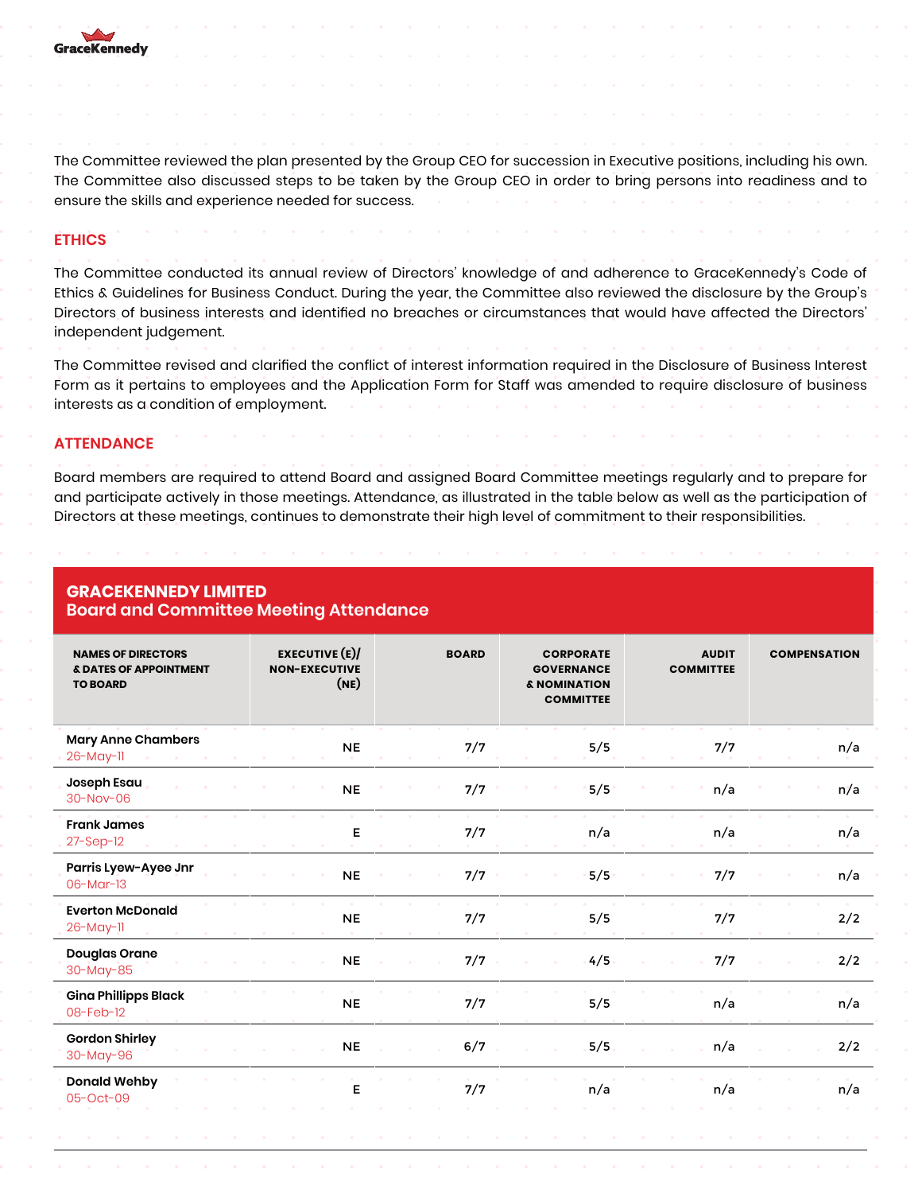The Committee reviewed the plan presented by the Group CEO for succession in Executive positions, including his own. The Committee also discussed steps to be taken by the Group CEO in order to bring persons into readiness and to ensure the skills and experience needed for success.

## ETHICS

The Committee conducted its annual review of Directors' knowledge of and adherence to GraceKennedy's Code of Ethics & Guidelines for Business Conduct. During the year, the Committee also reviewed the disclosure by the Group's Directors of business interests and identified no breaches or circumstances that would have affected the Directors' independent judgement.

The Committee revised and clarified the conflict of interest information required in the Disclosure of Business Interest Form as it pertains to employees and the Application Form for Staff was amended to require disclosure of business interests as a condition of employment.

## ATTENDANCE

Board members are required to attend Board and assigned Board Committee meetings regularly and to prepare for and participate actively in those meetings. Attendance, as illustrated in the table below as well as the participation of Directors at these meetings, continues to demonstrate their high level of commitment to their responsibilities.

**GRACEKENNEDY LIMITED**
**Board and Committee Meeting Attendance**

| NAMES OF DIRECTORS & DATES OF APPOINTMENT TO BOARD | EXECUTIVE (E)/ NON-EXECUTIVE (NE) | BOARD | CORPORATE GOVERNANCE & NOMINATION COMMITTEE | AUDIT COMMITTEE | COMPENSATION |
|---|---|---|---|---|---|
| Mary Anne Chambers 26-May-11 | NE | 7/7 | 5/5 | 7/7 | n/a |
| Joseph Esau 30-Nov-06 | NE | 7/7 | 5/5 | n/a | n/a |
| Frank James 27-Sep-12 | E | 7/7 | n/a | n/a | n/a |
| Parris Lyew-Ayee Jnr 06-Mar-13 | NE | 7/7 | 5/5 | 7/7 | n/a |
| Everton McDonald 26-May-11 | NE | 7/7 | 5/5 | 7/7 | 2/2 |
| Douglas Orane 30-May-85 | NE | 7/7 | 4/5 | 7/7 | 2/2 |
| Gina Phillipps Black 08-Feb-12 | NE | 7/7 | 5/5 | n/a | n/a |
| Gordon Shirley 30-May-96 | NE | 6/7 | 5/5 | n/a | 2/2 |
| Donald Wehby 05-Oct-09 | E | 7/7 | n/a | n/a | n/a |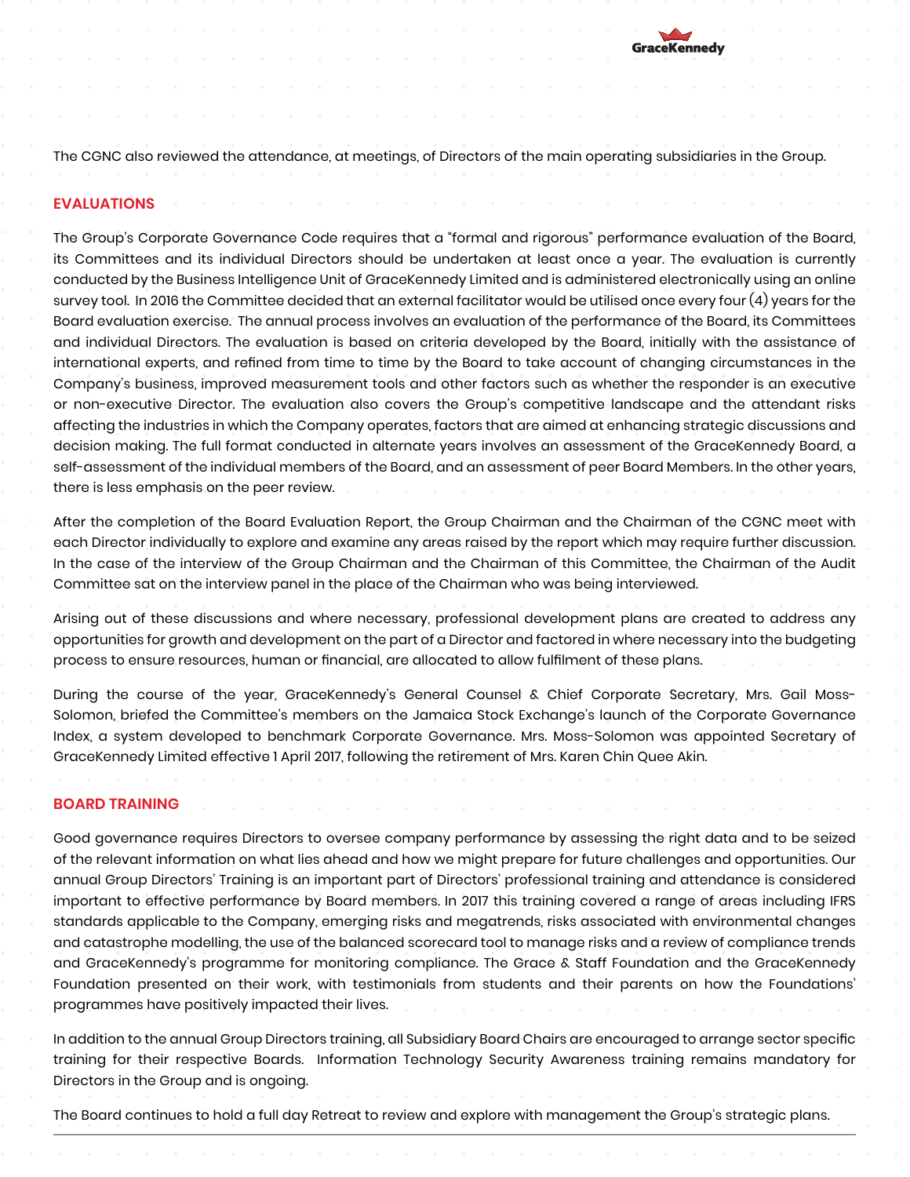The CGNC also reviewed the attendance, at meetings, of Directors of the main operating subsidiaries in the Group.

## EVALUATIONS

The Group's Corporate Governance Code requires that a "formal and rigorous" performance evaluation of the Board, its Committees and its individual Directors should be undertaken at least once a year. The evaluation is currently conducted by the Business Intelligence Unit of GraceKennedy Limited and is administered electronically using an online survey tool. In 2016 the Committee decided that an external facilitator would be utilised once every four (4) years for the Board evaluation exercise. The annual process involves an evaluation of the performance of the Board, its Committees and individual Directors. The evaluation is based on criteria developed by the Board, initially with the assistance of international experts, and refined from time to time by the Board to take account of changing circumstances in the Company's business, improved measurement tools and other factors such as whether the responder is an executive or non-executive Director. The evaluation also covers the Group's competitive landscape and the attendant risks affecting the industries in which the Company operates, factors that are aimed at enhancing strategic discussions and decision making. The full format conducted in alternate years involves an assessment of the GraceKennedy Board, a self-assessment of the individual members of the Board, and an assessment of peer Board Members. In the other years, there is less emphasis on the peer review.

After the completion of the Board Evaluation Report, the Group Chairman and the Chairman of the CGNC meet with each Director individually to explore and examine any areas raised by the report which may require further discussion. In the case of the interview of the Group Chairman and the Chairman of this Committee, the Chairman of the Audit Committee sat on the interview panel in the place of the Chairman who was being interviewed.

Arising out of these discussions and where necessary, professional development plans are created to address any opportunities for growth and development on the part of a Director and factored in where necessary into the budgeting process to ensure resources, human or financial, are allocated to allow fulfilment of these plans.

During the course of the year, GraceKennedy's General Counsel & Chief Corporate Secretary, Mrs. Gail Moss-Solomon, briefed the Committee's members on the Jamaica Stock Exchange's launch of the Corporate Governance Index, a system developed to benchmark Corporate Governance. Mrs. Moss-Solomon was appointed Secretary of GraceKennedy Limited effective 1 April 2017, following the retirement of Mrs. Karen Chin Quee Akin.

## BOARD TRAINING

Good governance requires Directors to oversee company performance by assessing the right data and to be seized of the relevant information on what lies ahead and how we might prepare for future challenges and opportunities. Our annual Group Directors' Training is an important part of Directors' professional training and attendance is considered important to effective performance by Board members. In 2017 this training covered a range of areas including IFRS standards applicable to the Company, emerging risks and megatrends, risks associated with environmental changes and catastrophe modelling, the use of the balanced scorecard tool to manage risks and a review of compliance trends and GraceKennedy's programme for monitoring compliance. The Grace & Staff Foundation and the GraceKennedy Foundation presented on their work, with testimonials from students and their parents on how the Foundations' programmes have positively impacted their lives.

In addition to the annual Group Directors training, all Subsidiary Board Chairs are encouraged to arrange sector specific training for their respective Boards. Information Technology Security Awareness training remains mandatory for Directors in the Group and is ongoing.

The Board continues to hold a full day Retreat to review and explore with management the Group's strategic plans.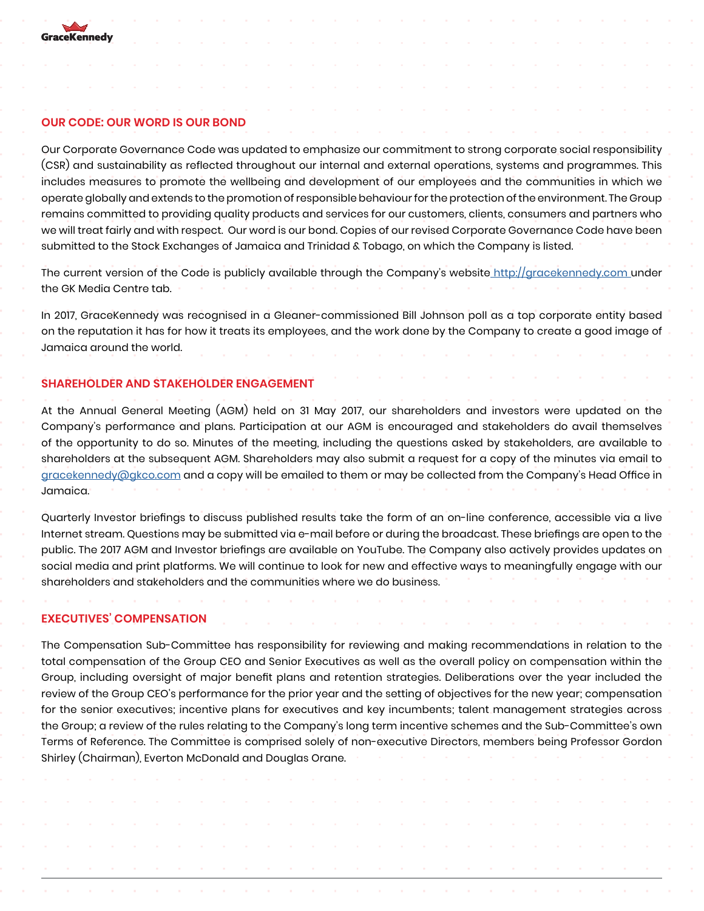## OUR CODE: OUR WORD IS OUR BOND

Our Corporate Governance Code was updated to emphasize our commitment to strong corporate social responsibility (CSR) and sustainability as reflected throughout our internal and external operations, systems and programmes. This includes measures to promote the wellbeing and development of our employees and the communities in which we operate globally and extends to the promotion of responsible behaviour for the protection of the environment. The Group remains committed to providing quality products and services for our customers, clients, consumers and partners who we will treat fairly and with respect. Our word is our bond. Copies of our revised Corporate Governance Code have been submitted to the Stock Exchanges of Jamaica and Trinidad & Tobago, on which the Company is listed.

The current version of the Code is publicly available through the Company's website http://gracekennedy.com under the GK Media Centre tab.

In 2017, GraceKennedy was recognised in a Gleaner-commissioned Bill Johnson poll as a top corporate entity based on the reputation it has for how it treats its employees, and the work done by the Company to create a good image of Jamaica around the world.

## SHAREHOLDER AND STAKEHOLDER ENGAGEMENT

At the Annual General Meeting (AGM) held on 31 May 2017, our shareholders and investors were updated on the Company's performance and plans. Participation at our AGM is encouraged and stakeholders do avail themselves of the opportunity to do so. Minutes of the meeting, including the questions asked by stakeholders, are available to shareholders at the subsequent AGM. Shareholders may also submit a request for a copy of the minutes via email to gracekennedy@gkco.com and a copy will be emailed to them or may be collected from the Company's Head Office in Jamaica.

Quarterly Investor briefings to discuss published results take the form of an on-line conference, accessible via a live Internet stream. Questions may be submitted via e-mail before or during the broadcast. These briefings are open to the public. The 2017 AGM and Investor briefings are available on YouTube. The Company also actively provides updates on social media and print platforms. We will continue to look for new and effective ways to meaningfully engage with our shareholders and stakeholders and the communities where we do business.

## EXECUTIVES' COMPENSATION

The Compensation Sub-Committee has responsibility for reviewing and making recommendations in relation to the total compensation of the Group CEO and Senior Executives as well as the overall policy on compensation within the Group, including oversight of major benefit plans and retention strategies. Deliberations over the year included the review of the Group CEO's performance for the prior year and the setting of objectives for the new year; compensation for the senior executives; incentive plans for executives and key incumbents; talent management strategies across the Group; a review of the rules relating to the Company's long term incentive schemes and the Sub-Committee's own Terms of Reference. The Committee is comprised solely of non-executive Directors, members being Professor Gordon Shirley (Chairman), Everton McDonald and Douglas Orane.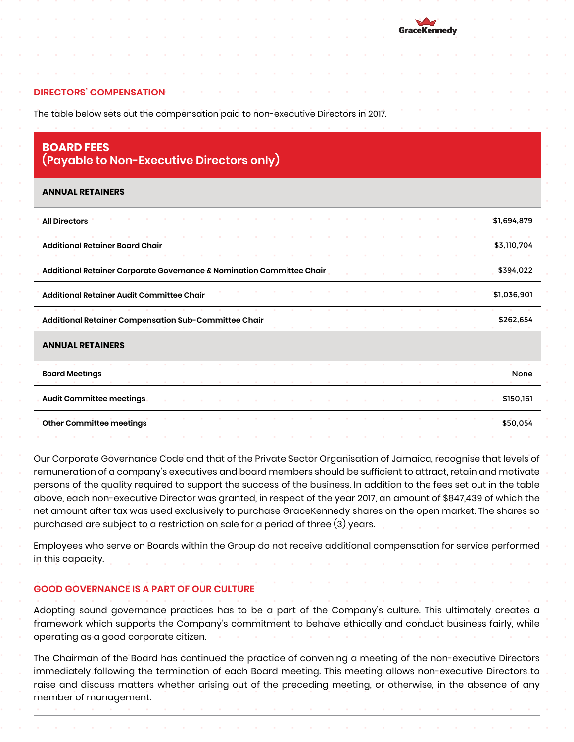## DIRECTORS' COMPENSATION

The table below sets out the compensation paid to non-executive Directors in 2017.

| BOARD FEES (Payable to Non-Executive Directors only) | |
|---|---|
| **ANNUAL RETAINERS** | |
| All Directors | $1,694,879 |
| Additional Retainer Board Chair | $3,110,704 |
| Additional Retainer Corporate Governance & Nomination Committee Chair | $394,022 |
| Additional Retainer Audit Committee Chair | $1,036,901 |
| Additional Retainer Compensation Sub-Committee Chair | $262,654 |
| **ANNUAL RETAINERS** | |
| Board Meetings | None |
| Audit Committee meetings | $150,161 |
| Other Committee meetings | $50,054 |

Our Corporate Governance Code and that of the Private Sector Organisation of Jamaica, recognise that levels of remuneration of a company's executives and board members should be sufficient to attract, retain and motivate persons of the quality required to support the success of the business. In addition to the fees set out in the table above, each non-executive Director was granted, in respect of the year 2017, an amount of $847,439 of which the net amount after tax was used exclusively to purchase GraceKennedy shares on the open market. The shares so purchased are subject to a restriction on sale for a period of three (3) years.

Employees who serve on Boards within the Group do not receive additional compensation for service performed in this capacity.

## GOOD GOVERNANCE IS A PART OF OUR CULTURE

Adopting sound governance practices has to be a part of the Company's culture. This ultimately creates a framework which supports the Company's commitment to behave ethically and conduct business fairly, while operating as a good corporate citizen.

The Chairman of the Board has continued the practice of convening a meeting of the non-executive Directors immediately following the termination of each Board meeting. This meeting allows non-executive Directors to raise and discuss matters whether arising out of the preceding meeting, or otherwise, in the absence of any member of management.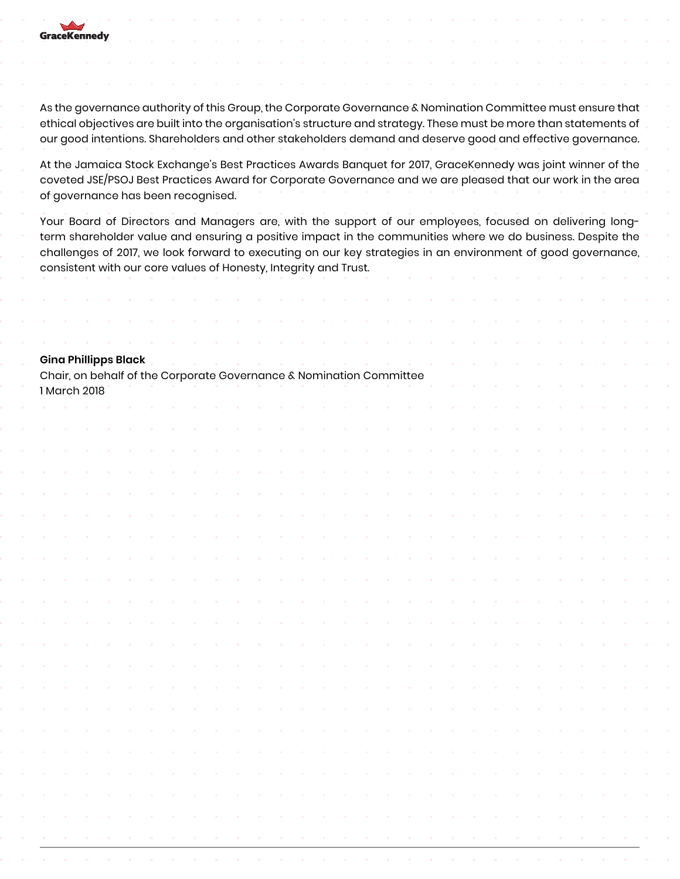As the governance authority of this Group, the Corporate Governance & Nomination Committee must ensure that ethical objectives are built into the organisation's structure and strategy. These must be more than statements of our good intentions. Shareholders and other stakeholders demand and deserve good and effective governance.

At the Jamaica Stock Exchange's Best Practices Awards Banquet for 2017, GraceKennedy was joint winner of the coveted JSE/PSOJ Best Practices Award for Corporate Governance and we are pleased that our work in the area of governance has been recognised.

Your Board of Directors and Managers are, with the support of our employees, focused on delivering long-term shareholder value and ensuring a positive impact in the communities where we do business. Despite the challenges of 2017, we look forward to executing on our key strategies in an environment of good governance, consistent with our core values of Honesty, Integrity and Trust.

**Gina Phillipps Black**
Chair, on behalf of the Corporate Governance & Nomination Committee
1 March 2018